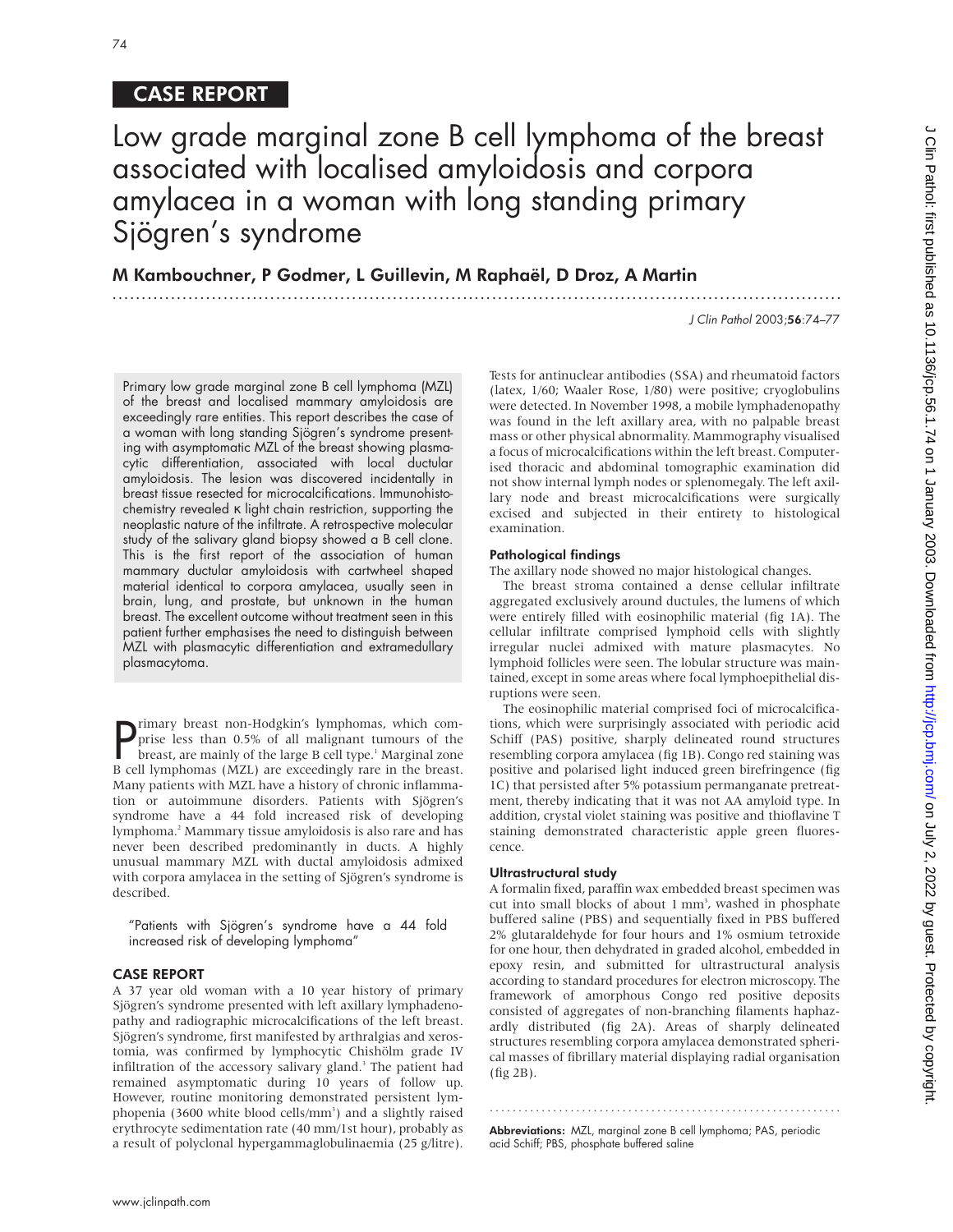## CASE REPORT

# Low grade marginal zone B cell lymphoma of the breast associated with localised amyloidosis and corpora amylacea in a woman with long standing primary Sjögren's syndrome

**M Kambouchner, P Godmer, L Guillevin, M Raphaël, D Droz, A Martin**

Primary low grade marginal zone B cell lymphoma (MZL) of the breast and localised mammary amyloidosis are exceedingly rare entities. This report describes the case of a woman with long standing Sjögren's syndrome presenting with asymptomatic MZL of the breast showing plasmacytic differentiation, associated with local ductular amyloidosis. The lesion was discovered incidentally in breast tissue resected for microcalcifications. Immunohistochemistry revealed κ light chain restriction, supporting the neoplastic nature of the infiltrate. A retrospective molecular study of the salivary gland biopsy showed a B cell clone. This is the first report of the association of human mammary ductular amyloidosis with cartwheel shaped material identical to corpora amylacea, usually seen in brain, lung, and prostate, but unknown in the human breast. The excellent outcome without treatment seen in this patient further emphasises the need to distinguish between MZL with plasmacytic differentiation and extramedullary plasmacytoma.

Primary breast non-Hodgkin's lymphomas, which comprise less than 0.5% of all malignant tumours of the breast, are mainly of the large B cell type.[1] Marginal zone B cell lymphomas (MZL) are exceedingly rare in the breast. Many patients with MZL have a history of chronic inflammation or autoimmune disorders. Patients with Sjögren's syndrome have a 44 fold increased risk of developing lymphoma.[2] Mammary tissue amyloidosis is also rare and has never been described predominantly in ducts. A highly unusual mammary MZL with ductal amyloidosis admixed with corpora amylacea in the setting of Sjögren's syndrome is described.

> "Patients with Sjögren's syndrome have a 44 fold increased risk of developing lymphoma"

## CASE REPORT

A 37 year old woman with a 10 year history of primary Sjögren's syndrome presented with left axillary lymphadenopathy and radiographic microcalcifications of the left breast. Sjögren's syndrome, first manifested by arthralgias and xerostomia, was confirmed by lymphocytic Chishölm grade IV infiltration of the accessory salivary gland.[3] The patient had remained asymptomatic during 10 years of follow up. However, routine monitoring demonstrated persistent lymphopenia (3600 white blood cells/mm$^3$) and a slightly raised erythrocyte sedimentation rate (40 mm/1st hour), probably as a result of polyclonal hypergammaglobulinaemia (25 g/litre). Tests for antinuclear antibodies (SSA) and rheumatoid factors (latex, 1/60; Waaler Rose, 1/80) were positive; cryoglobulins were detected. In November 1998, a mobile lymphadenopathy was found in the left axillary area, with no palpable breast mass or other physical abnormality. Mammography visualised a focus of microcalcifications within the left breast. Computerised thoracic and abdominal tomographic examination did not show internal lymph nodes or splenomegaly. The left axillary node and breast microcalcifications were surgically excised and subjected in their entirety to histological examination.

### Pathological findings

The axillary node showed no major histological changes.

The breast stroma contained a dense cellular infiltrate aggregated exclusively around ductules, the lumens of which were entirely filled with eosinophilic material (fig 1A). The cellular infiltrate comprised lymphoid cells with slightly irregular nuclei admixed with mature plasmacytes. No lymphoid follicles were seen. The lobular structure was maintained, except in some areas where focal lymphoepithelial disruptions were seen.

The eosinophilic material comprised foci of microcalcifications, which were surprisingly associated with periodic acid Schiff (PAS) positive, sharply delineated round structures resembling corpora amylacea (fig 1B). Congo red staining was positive and polarised light induced green birefringence (fig 1C) that persisted after 5% potassium permanganate pretreatment, thereby indicating that it was not AA amyloid type. In addition, crystal violet staining was positive and thioflavine T staining demonstrated characteristic apple green fluorescence.

### Ultrastructural study

A formalin fixed, paraffin wax embedded breast specimen was cut into small blocks of about 1 mm$^3$, washed in phosphate buffered saline (PBS) and sequentially fixed in PBS buffered 2% glutaraldehyde for four hours and 1% osmium tetroxide for one hour, then dehydrated in graded alcohol, embedded in epoxy resin, and submitted for ultrastructural analysis according to standard procedures for electron microscopy. The framework of amorphous Congo red positive deposits consisted of aggregates of non-branching filaments haphazardly distributed (fig 2A). Areas of sharply delineated structures resembling corpora amylacea demonstrated spherical masses of fibrillary material displaying radial organisation (fig 2B).

**Abbreviations:** MZL, marginal zone B cell lymphoma; PAS, periodic acid Schiff; PBS, phosphate buffered saline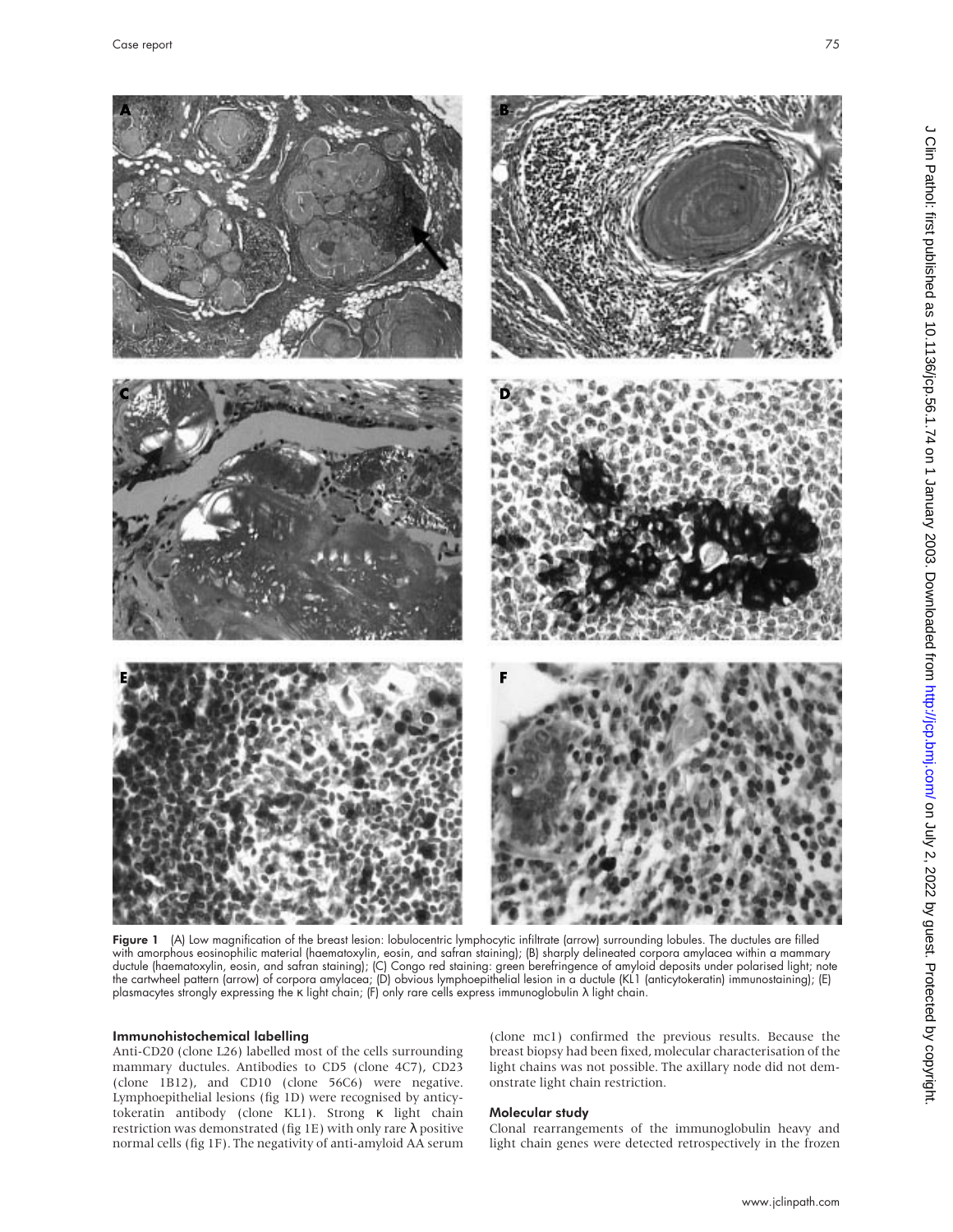Figure 1 (A) Low magnification of the breast lesion: lobulocentric lymphocytic infiltrate (arrow) surrounding lobules. The ductules are filled with amorphous eosinophilic material (haematoxylin, eosin, and safran staining); (B) sharply delineated corpora amylacea within a mammary ductule (haematoxylin, eosin, and safran staining); (C) Congo red staining: green berefringence of amyloid deposits under polarised light; note the cartwheel pattern (arrow) of corpora amylacea; (D) obvious lymphoepithelial lesion in a ductule (KL1 (anticytokeratin) immunostaining); (E) plasmacytes strongly expressing the κ light chain; (F) only rare cells express immunoglobulin λ light chain.

### Immunohistochemical labelling

Anti-CD20 (clone L26) labelled most of the cells surrounding mammary ductules. Antibodies to CD5 (clone 4C7), CD23 (clone 1B12), and CD10 (clone 56C6) were negative. Lymphoepithelial lesions (fig 1D) were recognised by anticytokeratin antibody (clone KL1). Strong κ light chain restriction was demonstrated (fig 1E) with only rare λ positive normal cells (fig 1F). The negativity of anti-amyloid AA serum (clone mc1) confirmed the previous results. Because the breast biopsy had been fixed, molecular characterisation of the light chains was not possible. The axillary node did not demonstrate light chain restriction.

### Molecular study

Clonal rearrangements of the immunoglobulin heavy and light chain genes were detected retrospectively in the frozen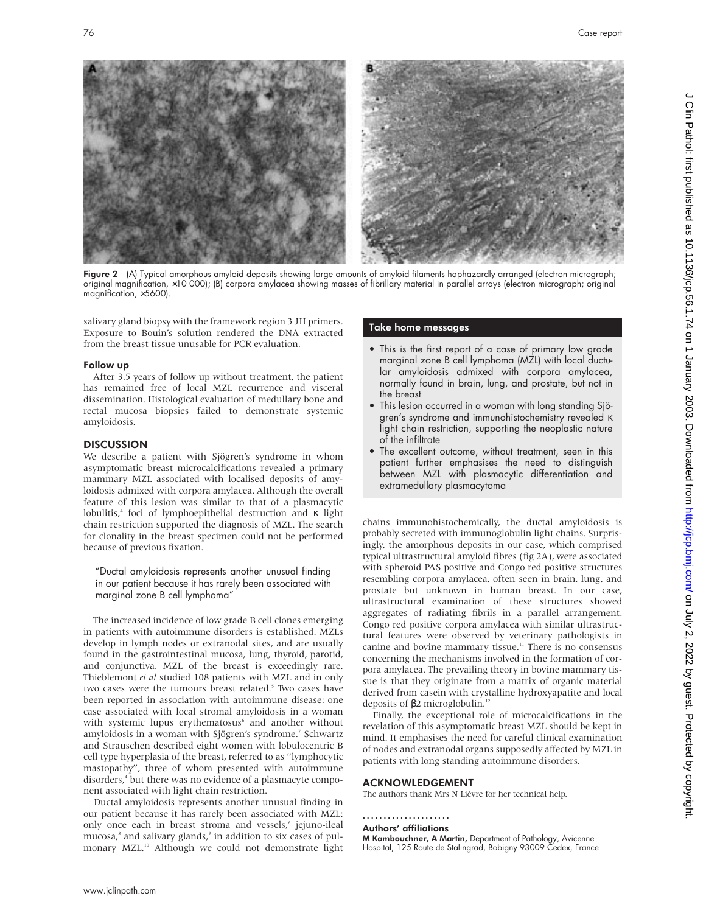Figure 2 (A) Typical amorphous amyloid deposits showing large amounts of amyloid filaments haphazardly arranged (electron micrograph; original magnification, ×10 000); (B) corpora amylacea showing masses of fibrillary material in parallel arrays (electron micrograph; original magnification, ×5600).

salivary gland biopsy with the framework region 3 JH primers. Exposure to Bouin's solution rendered the DNA extracted from the breast tissue unusable for PCR evaluation.

### Follow up

After 3.5 years of follow up without treatment, the patient has remained free of local MZL recurrence and visceral dissemination. Histological evaluation of medullary bone and rectal mucosa biopsies failed to demonstrate systemic amyloidosis.

## DISCUSSION

We describe a patient with Sjögren's syndrome in whom asymptomatic breast microcalcifications revealed a primary mammary MZL associated with localised deposits of amyloidosis admixed with corpora amylacea. Although the overall feature of this lesion was similar to that of a plasmacytic lobulitis,[4] foci of lymphoepithelial destruction and κ light chain restriction supported the diagnosis of MZL. The search for clonality in the breast specimen could not be performed because of previous fixation.

> "Ductal amyloidosis represents another unusual finding in our patient because it has rarely been associated with marginal zone B cell lymphoma"

The increased incidence of low grade B cell clones emerging in patients with autoimmune disorders is established. MZLs develop in lymph nodes or extranodal sites, and are usually found in the gastrointestinal mucosa, lung, thyroid, parotid, and conjunctiva. MZL of the breast is exceedingly rare. Thieblemont *et al* studied 108 patients with MZL and in only two cases were the tumours breast related.[5] Two cases have been reported in association with autoimmune disease: one case associated with local stromal amyloidosis in a woman with systemic lupus erythematosus[6] and another without amyloidosis in a woman with Sjögren's syndrome.[7] Schwartz and Strauschen described eight women with lobulocentric B cell type hyperplasia of the breast, referred to as "lymphocytic mastopathy", three of whom presented with autoimmune disorders,[4] but there was no evidence of a plasmacyte component associated with light chain restriction.

Ductal amyloidosis represents another unusual finding in our patient because it has rarely been associated with MZL: only once each in breast stroma and vessels,[6] jejuno-ileal mucosa,[8] and salivary glands,[9] in addition to six cases of pulmonary MZL.[10] Although we could not demonstrate light chains immunohistochemically, the ductal amyloidosis is probably secreted with immunoglobulin light chains. Surprisingly, the amorphous deposits in our case, which comprised typical ultrastructural amyloid fibres (fig 2A), were associated with spheroid PAS positive and Congo red positive structures resembling corpora amylacea, often seen in brain, lung, and prostate but unknown in human breast. In our case, ultrastructural examination of these structures showed aggregates of radiating fibrils in a parallel arrangement. Congo red positive corpora amylacea with similar ultrastructural features were observed by veterinary pathologists in canine and bovine mammary tissue.[11] There is no consensus concerning the mechanisms involved in the formation of corpora amylacea. The prevailing theory in bovine mammary tissue is that they originate from a matrix of organic material derived from casein with crystalline hydroxyapatite and local deposits of β2 microglobulin.[12]

Finally, the exceptional role of microcalcifications in the revelation of this asymptomatic breast MZL should be kept in mind. It emphasises the need for careful clinical examination of nodes and extranodal organs supposedly affected by MZL in patients with long standing autoimmune disorders.

### Take home messages

- This is the first report of a case of primary low grade marginal zone B cell lymphoma (MZL) with local ductular amyloidosis admixed with corpora amylacea, normally found in brain, lung, and prostate, but not in the breast
- This lesion occurred in a woman with long standing Sjögren's syndrome and immunohistochemistry revealed κ light chain restriction, supporting the neoplastic nature of the infiltrate
- The excellent outcome, without treatment, seen in this patient further emphasises the need to distinguish between MZL with plasmacytic differentiation and extramedullary plasmacytoma

## ACKNOWLEDGEMENT

The authors thank Mrs N Lièvre for her technical help.

### Authors' affiliations

**M Kambouchner, A Martin,** Department of Pathology, Avicenne Hospital, 125 Route de Stalingrad, Bobigny 93009 Cedex, France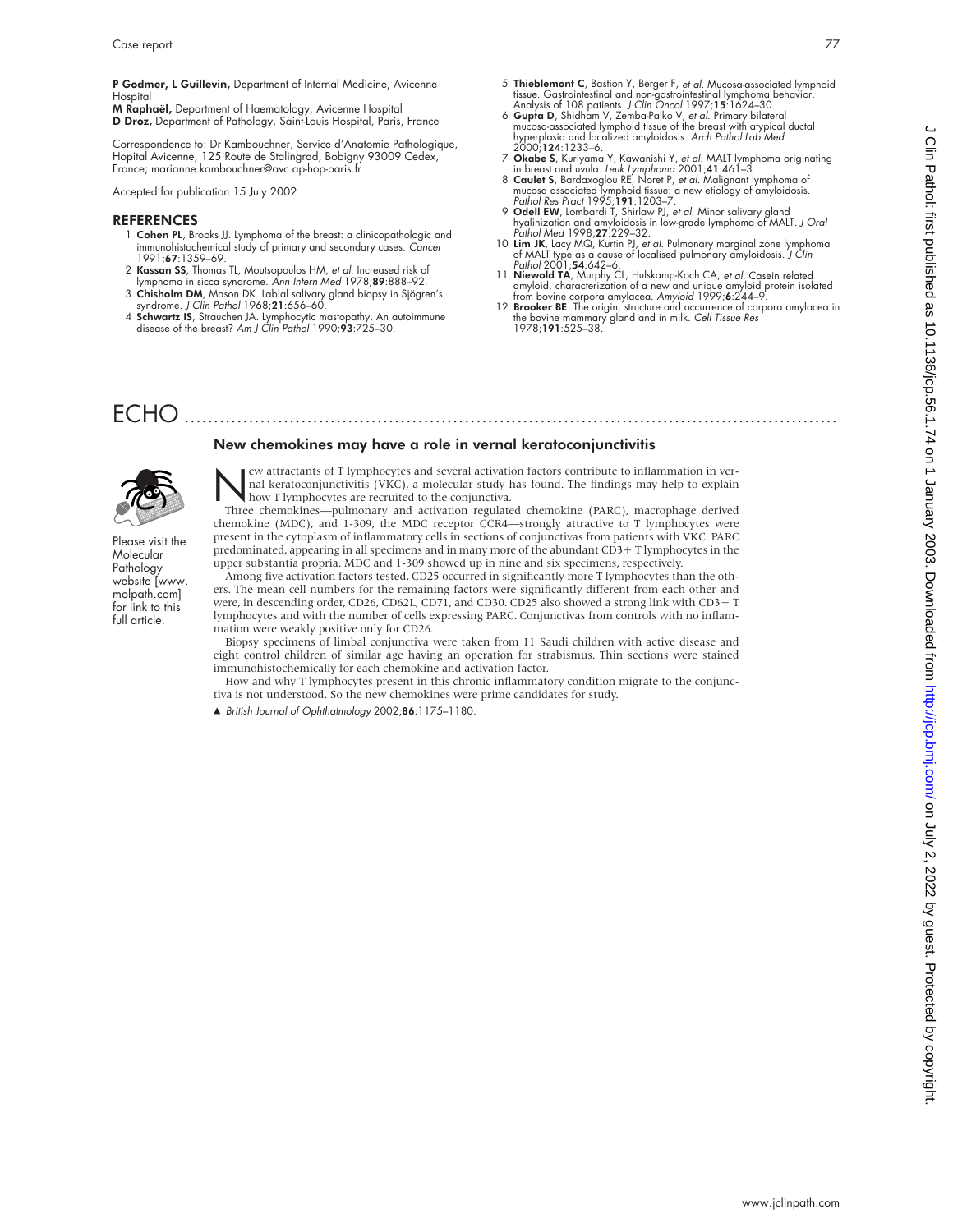**P Godmer, L Guillevin,** Department of Internal Medicine, Avicenne Hospital
**M Raphaël,** Department of Haematology, Avicenne Hospital
**D Droz,** Department of Pathology, Saint-Louis Hospital, Paris, France

Correspondence to: Dr Kambouchner, Service d'Anatomie Pathologique, Hopital Avicenne, 125 Route de Stalingrad, Bobigny 93009 Cedex, France; marianne.kambouchner@avc.ap-hop-paris.fr

Accepted for publication 15 July 2002

## REFERENCES

1 **Cohen PL**, Brooks JJ. Lymphoma of the breast: a clinicopathologic and immunohistochemical study of primary and secondary cases. *Cancer* 1991;**67**:1359–69.
2 **Kassan SS**, Thomas TL, Moutsopoulos HM, *et al*. Increased risk of lymphoma in sicca syndrome. *Ann Intern Med* 1978;**89**:888–92.
3 **Chisholm DM**, Mason DK. Labial salivary gland biopsy in Sjögren's syndrome. *J Clin Pathol* 1968;**21**:656–60.
4 **Schwartz IS**, Strauchen JA. Lymphocytic mastopathy. An autoimmune disease of the breast? *Am J Clin Pathol* 1990;**93**:725–30.
5 **Thieblemont C**, Bastion Y, Berger F, *et al*. Mucosa-associated lymphoid tissue. Gastrointestinal and non-gastrointestinal lymphoma behavior. Analysis of 108 patients. *J Clin Oncol* 1997;**15**:1624–30.
6 **Gupta D**, Shidham V, Zemba-Palko V, *et al*. Primary bilateral mucosa-associated lymphoid tissue of the breast with atypical ductal hyperplasia and localized amyloidosis. *Arch Pathol Lab Med* 2000;**124**:1233–6.
7 **Okabe S**, Kuriyama Y, Kawanishi Y, *et al*. MALT lymphoma originating in breast and uvula. *Leuk Lymphoma* 2001;**41**:461–3.
8 **Caulet S**, Bardaxoglou RE, Noret P, *et al*. Malignant lymphoma of mucosa associated lymphoid tissue: a new etiology of amyloidosis. *Pathol Res Pract* 1995;**191**:1203–7.
9 **Odell EW**, Lombardi T, Shirlaw PJ, *et al*. Minor salivary gland hyalinization and amyloidosis in low-grade lymphoma of MALT. *J Oral Pathol Med* 1998;**27**:229–32.
10 **Lim JK**, Lacy MQ, Kurtin PJ, *et al*. Pulmonary marginal zone lymphoma of MALT type as a cause of localised pulmonary amyloidosis. *J Clin Pathol* 2001;**54**:642–6.
11 **Niewold TA**, Murphy CL, Hulskamp-Koch CA, *et al*. Casein related amyloid, characterization of a new and unique amyloid protein isolated from bovine corpora amylacea. *Amyloid* 1999;**6**:244–9.
12 **Brooker BE**. The origin, structure and occurrence of corpora amylacea in the bovine mammary gland and in milk. *Cell Tissue Res* 1978;**191**:525–38.

# ECHO

## New chemokines may have a role in vernal keratoconjunctivitis

Please visit the Molecular Pathology website [www.molpath.com] for link to this full article.

New attractants of T lymphocytes and several activation factors contribute to inflammation in vernal keratoconjunctivitis (VKC), a molecular study has found. The findings may help to explain how T lymphocytes are recruited to the conjunctiva.

Three chemokines—pulmonary and activation regulated chemokine (PARC), macrophage derived chemokine (MDC), and 1-309, the MDC receptor CCR4—strongly attractive to T lymphocytes were present in the cytoplasm of inflammatory cells in sections of conjunctivas from patients with VKC. PARC predominated, appearing in all specimens and in many more of the abundant CD3+ T lymphocytes in the upper substantia propria. MDC and 1-309 showed up in nine and six specimens, respectively.

Among five activation factors tested, CD25 occurred in significantly more T lymphocytes than the others. The mean cell numbers for the remaining factors were significantly different from each other and were, in descending order, CD26, CD62L, CD71, and CD30. CD25 also showed a strong link with CD3+ T lymphocytes and with the number of cells expressing PARC. Conjunctivas from controls with no inflammation were weakly positive only for CD26.

Biopsy specimens of limbal conjunctiva were taken from 11 Saudi children with active disease and eight control children of similar age having an operation for strabismus. Thin sections were stained immunohistochemically for each chemokine and activation factor.

How and why T lymphocytes present in this chronic inflammatory condition migrate to the conjunctiva is not understood. So the new chemokines were prime candidates for study.

▲ *British Journal of Ophthalmology* 2002;**86**:1175–1180.